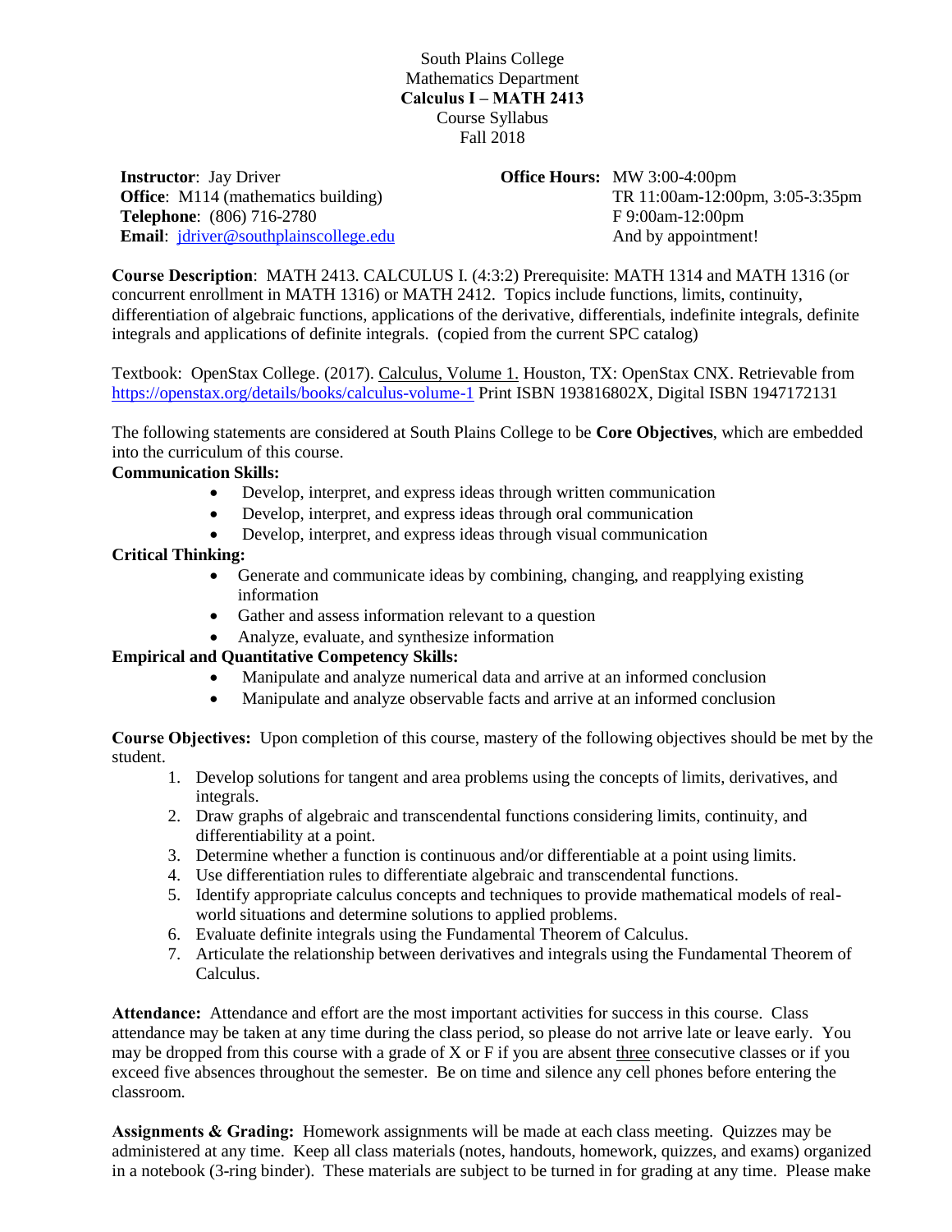South Plains College
Mathematics Department
**Calculus I – MATH 2413**
Course Syllabus
Fall 2018

**Instructor**: Jay Driver
**Office**: M114 (mathematics building)
**Telephone**: (806) 716-2780
**Email**: jdriver@southplainscollege.edu

**Office Hours:** MW 3:00-4:00pm
TR 11:00am-12:00pm, 3:05-3:35pm
F 9:00am-12:00pm
And by appointment!

**Course Description**: MATH 2413. CALCULUS I. (4:3:2) Prerequisite: MATH 1314 and MATH 1316 (or concurrent enrollment in MATH 1316) or MATH 2412. Topics include functions, limits, continuity, differentiation of algebraic functions, applications of the derivative, differentials, indefinite integrals, definite integrals and applications of definite integrals. (copied from the current SPC catalog)

Textbook: OpenStax College. (2017). Calculus, Volume 1. Houston, TX: OpenStax CNX. Retrievable from https://openstax.org/details/books/calculus-volume-1 Print ISBN 193816802X, Digital ISBN 1947172131

The following statements are considered at South Plains College to be **Core Objectives**, which are embedded into the curriculum of this course.

**Communication Skills:**

- Develop, interpret, and express ideas through written communication
- Develop, interpret, and express ideas through oral communication
- Develop, interpret, and express ideas through visual communication

**Critical Thinking:**

- Generate and communicate ideas by combining, changing, and reapplying existing information
- Gather and assess information relevant to a question
- Analyze, evaluate, and synthesize information

**Empirical and Quantitative Competency Skills:**

- Manipulate and analyze numerical data and arrive at an informed conclusion
- Manipulate and analyze observable facts and arrive at an informed conclusion

**Course Objectives:** Upon completion of this course, mastery of the following objectives should be met by the student.

1. Develop solutions for tangent and area problems using the concepts of limits, derivatives, and integrals.
2. Draw graphs of algebraic and transcendental functions considering limits, continuity, and differentiability at a point.
3. Determine whether a function is continuous and/or differentiable at a point using limits.
4. Use differentiation rules to differentiate algebraic and transcendental functions.
5. Identify appropriate calculus concepts and techniques to provide mathematical models of real-world situations and determine solutions to applied problems.
6. Evaluate definite integrals using the Fundamental Theorem of Calculus.
7. Articulate the relationship between derivatives and integrals using the Fundamental Theorem of Calculus.

**Attendance:** Attendance and effort are the most important activities for success in this course. Class attendance may be taken at any time during the class period, so please do not arrive late or leave early. You may be dropped from this course with a grade of X or F if you are absent three consecutive classes or if you exceed five absences throughout the semester. Be on time and silence any cell phones before entering the classroom.

**Assignments & Grading:** Homework assignments will be made at each class meeting. Quizzes may be administered at any time. Keep all class materials (notes, handouts, homework, quizzes, and exams) organized in a notebook (3-ring binder). These materials are subject to be turned in for grading at any time. Please make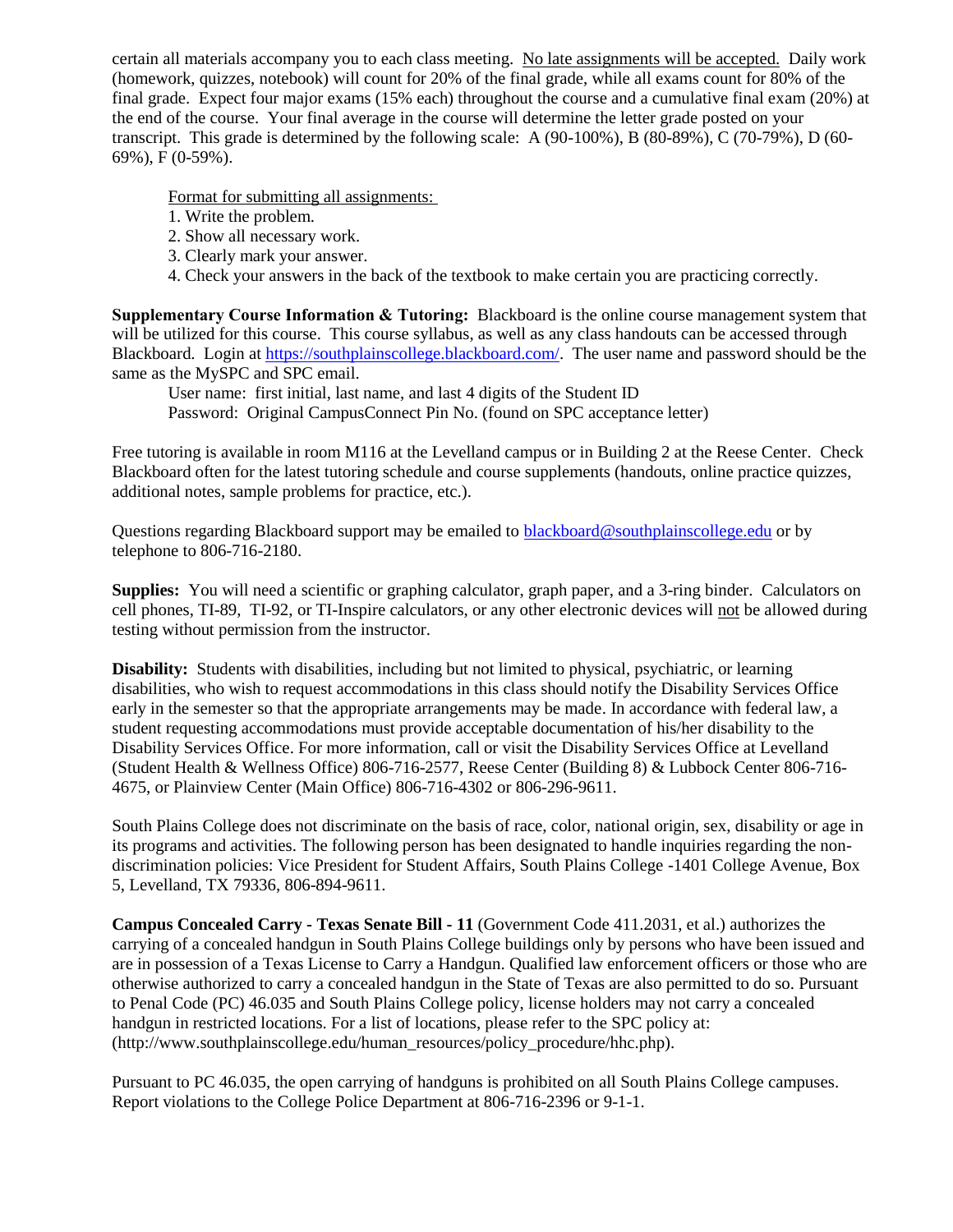certain all materials accompany you to each class meeting. <u>No late assignments will be accepted.</u> Daily work (homework, quizzes, notebook) will count for 20% of the final grade, while all exams count for 80% of the final grade. Expect four major exams (15% each) throughout the course and a cumulative final exam (20%) at the end of the course. Your final average in the course will determine the letter grade posted on your transcript. This grade is determined by the following scale: A (90-100%), B (80-89%), C (70-79%), D (60-69%), F (0-59%).

<u>Format for submitting all assignments:</u>

1. Write the problem.
2. Show all necessary work.
3. Clearly mark your answer.
4. Check your answers in the back of the textbook to make certain you are practicing correctly.

**Supplementary Course Information & Tutoring:** Blackboard is the online course management system that will be utilized for this course. This course syllabus, as well as any class handouts can be accessed through Blackboard. Login at https://southplainscollege.blackboard.com/. The user name and password should be the same as the MySPC and SPC email.

User name: first initial, last name, and last 4 digits of the Student ID
Password: Original CampusConnect Pin No. (found on SPC acceptance letter)

Free tutoring is available in room M116 at the Levelland campus or in Building 2 at the Reese Center. Check Blackboard often for the latest tutoring schedule and course supplements (handouts, online practice quizzes, additional notes, sample problems for practice, etc.).

Questions regarding Blackboard support may be emailed to blackboard@southplainscollege.edu or by telephone to 806-716-2180.

**Supplies:** You will need a scientific or graphing calculator, graph paper, and a 3-ring binder. Calculators on cell phones, TI-89, TI-92, or TI-Inspire calculators, or any other electronic devices will <u>not</u> be allowed during testing without permission from the instructor.

**Disability:** Students with disabilities, including but not limited to physical, psychiatric, or learning disabilities, who wish to request accommodations in this class should notify the Disability Services Office early in the semester so that the appropriate arrangements may be made. In accordance with federal law, a student requesting accommodations must provide acceptable documentation of his/her disability to the Disability Services Office. For more information, call or visit the Disability Services Office at Levelland (Student Health & Wellness Office) 806-716-2577, Reese Center (Building 8) & Lubbock Center 806-716-4675, or Plainview Center (Main Office) 806-716-4302 or 806-296-9611.

South Plains College does not discriminate on the basis of race, color, national origin, sex, disability or age in its programs and activities. The following person has been designated to handle inquiries regarding the non-discrimination policies: Vice President for Student Affairs, South Plains College -1401 College Avenue, Box 5, Levelland, TX 79336, 806-894-9611.

**Campus Concealed Carry - Texas Senate Bill - 11** (Government Code 411.2031, et al.) authorizes the carrying of a concealed handgun in South Plains College buildings only by persons who have been issued and are in possession of a Texas License to Carry a Handgun. Qualified law enforcement officers or those who are otherwise authorized to carry a concealed handgun in the State of Texas are also permitted to do so. Pursuant to Penal Code (PC) 46.035 and South Plains College policy, license holders may not carry a concealed handgun in restricted locations. For a list of locations, please refer to the SPC policy at: (http://www.southplainscollege.edu/human_resources/policy_procedure/hhc.php).

Pursuant to PC 46.035, the open carrying of handguns is prohibited on all South Plains College campuses. Report violations to the College Police Department at 806-716-2396 or 9-1-1.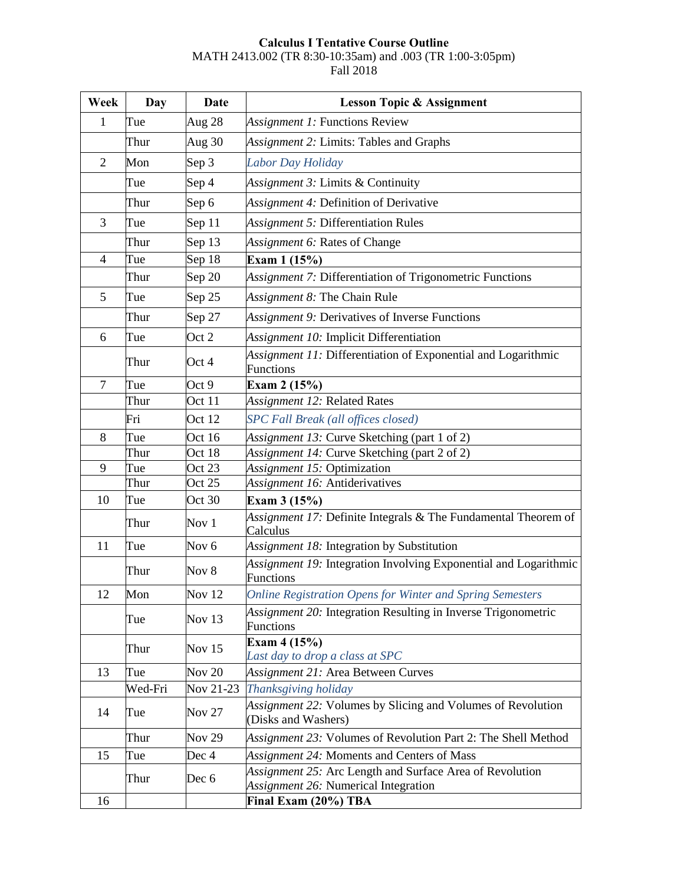**Calculus I Tentative Course Outline**
MATH 2413.002 (TR 8:30-10:35am) and .003 (TR 1:00-3:05pm)
Fall 2018

| Week | Day | Date | Lesson Topic & Assignment |
|---|---|---|---|
| 1 | Tue | Aug 28 | *Assignment 1:* Functions Review |
| | Thur | Aug 30 | *Assignment 2:* Limits: Tables and Graphs |
| 2 | Mon | Sep 3 | *Labor Day Holiday* |
| | Tue | Sep 4 | *Assignment 3:* Limits & Continuity |
| | Thur | Sep 6 | *Assignment 4:* Definition of Derivative |
| 3 | Tue | Sep 11 | *Assignment 5:* Differentiation Rules |
| | Thur | Sep 13 | *Assignment 6:* Rates of Change |
| 4 | Tue | Sep 18 | **Exam 1 (15%)** |
| | Thur | Sep 20 | *Assignment 7:* Differentiation of Trigonometric Functions |
| 5 | Tue | Sep 25 | *Assignment 8:* The Chain Rule |
| | Thur | Sep 27 | *Assignment 9:* Derivatives of Inverse Functions |
| 6 | Tue | Oct 2 | *Assignment 10:* Implicit Differentiation |
| | Thur | Oct 4 | *Assignment 11:* Differentiation of Exponential and Logarithmic Functions |
| 7 | Tue | Oct 9 | **Exam 2 (15%)** |
| | Thur | Oct 11 | *Assignment 12:* Related Rates |
| | Fri | Oct 12 | *SPC Fall Break (all offices closed)* |
| 8 | Tue | Oct 16 | *Assignment 13:* Curve Sketching (part 1 of 2) |
| | Thur | Oct 18 | *Assignment 14:* Curve Sketching (part 2 of 2) |
| 9 | Tue | Oct 23 | *Assignment 15:* Optimization |
| | Thur | Oct 25 | *Assignment 16:* Antiderivatives |
| 10 | Tue | Oct 30 | **Exam 3 (15%)** |
| | Thur | Nov 1 | *Assignment 17:* Definite Integrals & The Fundamental Theorem of Calculus |
| 11 | Tue | Nov 6 | *Assignment 18:* Integration by Substitution |
| | Thur | Nov 8 | *Assignment 19:* Integration Involving Exponential and Logarithmic Functions |
| 12 | Mon | Nov 12 | *Online Registration Opens for Winter and Spring Semesters* |
| | Tue | Nov 13 | *Assignment 20:* Integration Resulting in Inverse Trigonometric Functions |
| | Thur | Nov 15 | **Exam 4 (15%)** *Last day to drop a class at SPC* |
| 13 | Tue | Nov 20 | *Assignment 21:* Area Between Curves |
| | Wed-Fri | Nov 21-23 | *Thanksgiving holiday* |
| 14 | Tue | Nov 27 | *Assignment 22:* Volumes by Slicing and Volumes of Revolution (Disks and Washers) |
| | Thur | Nov 29 | *Assignment 23:* Volumes of Revolution Part 2: The Shell Method |
| 15 | Tue | Dec 4 | *Assignment 24:* Moments and Centers of Mass |
| | Thur | Dec 6 | *Assignment 25:* Arc Length and Surface Area of Revolution *Assignment 26:* Numerical Integration |
| 16 | | | **Final Exam (20%) TBA** |